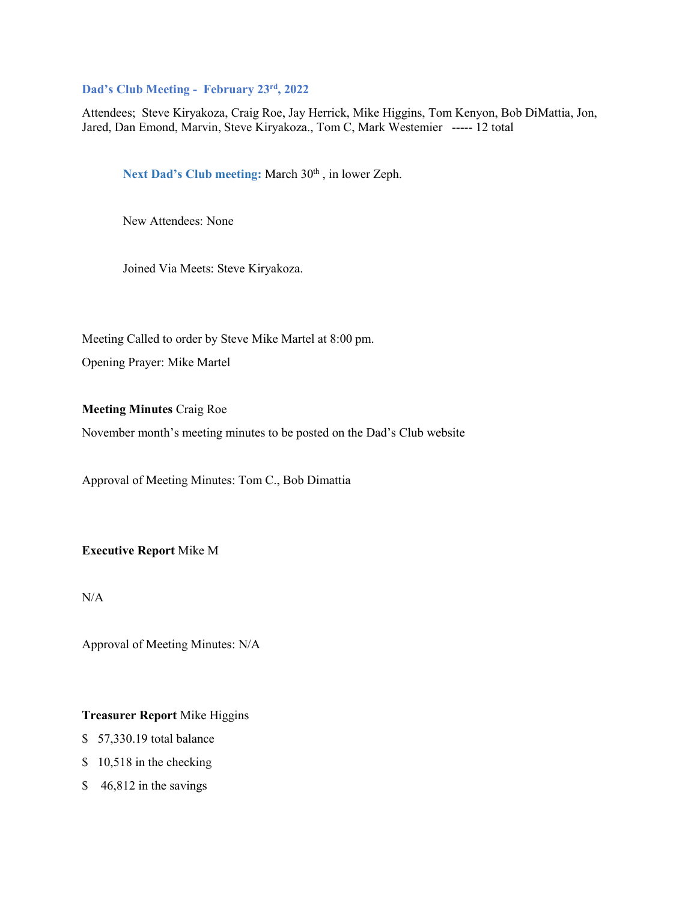## Dad's Club Meeting - February 23rd, 2022

Attendees; Steve Kiryakoza, Craig Roe, Jay Herrick, Mike Higgins, Tom Kenyon, Bob DiMattia, Jon, Jared, Dan Emond, Marvin, Steve Kiryakoza., Tom C, Mark Westemier ----- 12 total

**Next Dad's Club meeting:** March 30th , in lower Zeph.

New Attendees: None

Joined Via Meets: Steve Kiryakoza.

Meeting Called to order by Steve Mike Martel at 8:00 pm.

Opening Prayer: Mike Martel

**Meeting Minutes** Craig Roe

November month's meeting minutes to be posted on the Dad's Club website

Approval of Meeting Minutes: Tom C., Bob Dimattia

**Executive Report** Mike M

N/A

Approval of Meeting Minutes: N/A

**Treasurer Report** Mike Higgins

$ 57,330.19 total balance

$ 10,518 in the checking

$ 46,812 in the savings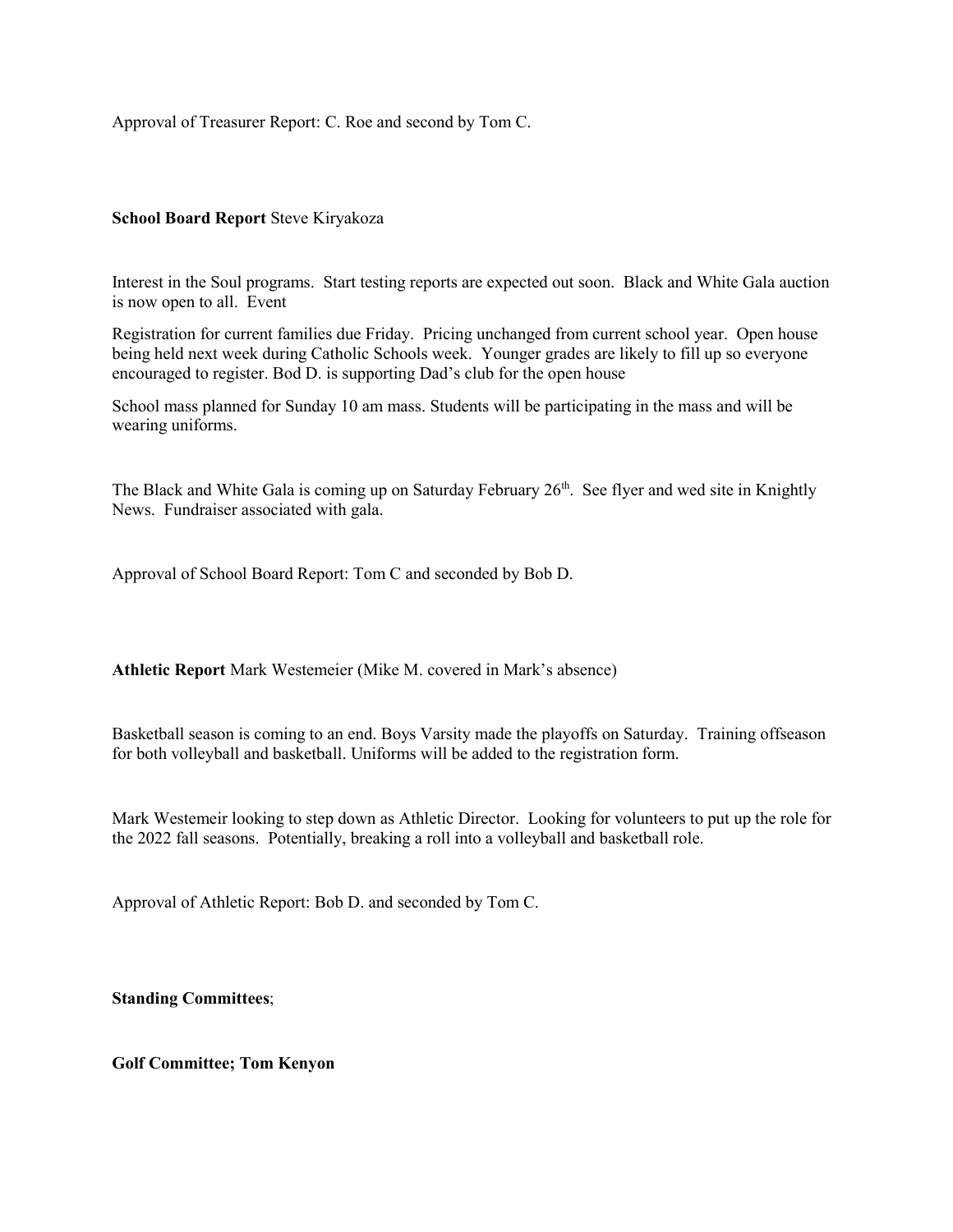Approval of Treasurer Report: C. Roe and second by Tom C.

**School Board Report** Steve Kiryakoza

Interest in the Soul programs. Start testing reports are expected out soon. Black and White Gala auction is now open to all. Event

Registration for current families due Friday. Pricing unchanged from current school year. Open house being held next week during Catholic Schools week. Younger grades are likely to fill up so everyone encouraged to register. Bod D. is supporting Dad's club for the open house

School mass planned for Sunday 10 am mass. Students will be participating in the mass and will be wearing uniforms.

The Black and White Gala is coming up on Saturday February 26th. See flyer and wed site in Knightly News. Fundraiser associated with gala.

Approval of School Board Report: Tom C and seconded by Bob D.

**Athletic Report** Mark Westemeier (Mike M. covered in Mark's absence)

Basketball season is coming to an end. Boys Varsity made the playoffs on Saturday. Training offseason for both volleyball and basketball. Uniforms will be added to the registration form.

Mark Westemeir looking to step down as Athletic Director. Looking for volunteers to put up the role for the 2022 fall seasons. Potentially, breaking a roll into a volleyball and basketball role.

Approval of Athletic Report: Bob D. and seconded by Tom C.

**Standing Committees**;

**Golf Committee; Tom Kenyon**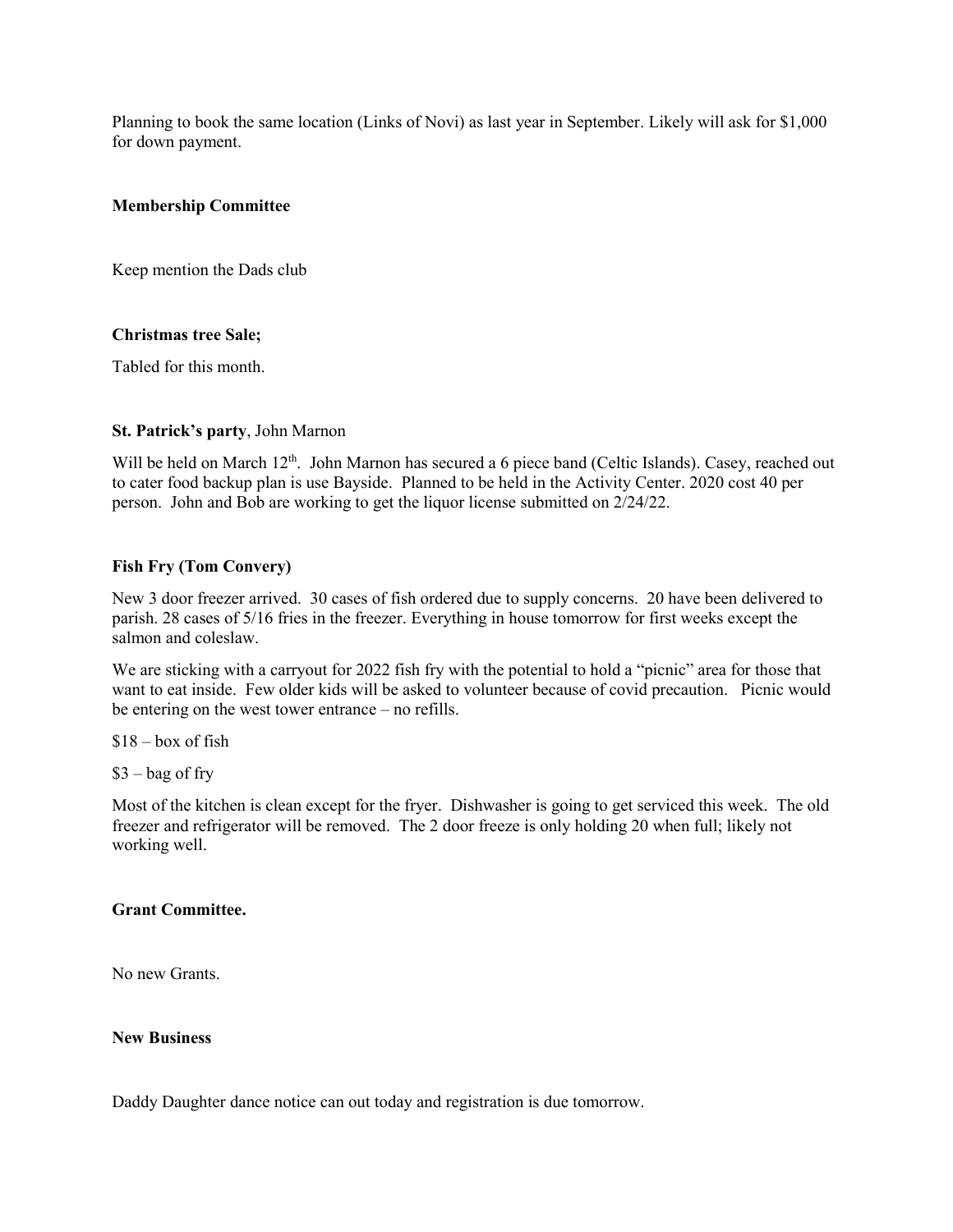Planning to book the same location (Links of Novi) as last year in September. Likely will ask for $1,000 for down payment.

**Membership Committee**

Keep mention the Dads club

**Christmas tree Sale;**

Tabled for this month.

**St. Patrick's party**, John Marnon

Will be held on March 12th. John Marnon has secured a 6 piece band (Celtic Islands). Casey, reached out to cater food backup plan is use Bayside. Planned to be held in the Activity Center. 2020 cost 40 per person. John and Bob are working to get the liquor license submitted on 2/24/22.

**Fish Fry (Tom Convery)**

New 3 door freezer arrived. 30 cases of fish ordered due to supply concerns. 20 have been delivered to parish. 28 cases of 5/16 fries in the freezer. Everything in house tomorrow for first weeks except the salmon and coleslaw.

We are sticking with a carryout for 2022 fish fry with the potential to hold a "picnic" area for those that want to eat inside. Few older kids will be asked to volunteer because of covid precaution. Picnic would be entering on the west tower entrance – no refills.

$18 – box of fish

$3 – bag of fry

Most of the kitchen is clean except for the fryer. Dishwasher is going to get serviced this week. The old freezer and refrigerator will be removed. The 2 door freeze is only holding 20 when full; likely not working well.

**Grant Committee.**

No new Grants.

**New Business**

Daddy Daughter dance notice can out today and registration is due tomorrow.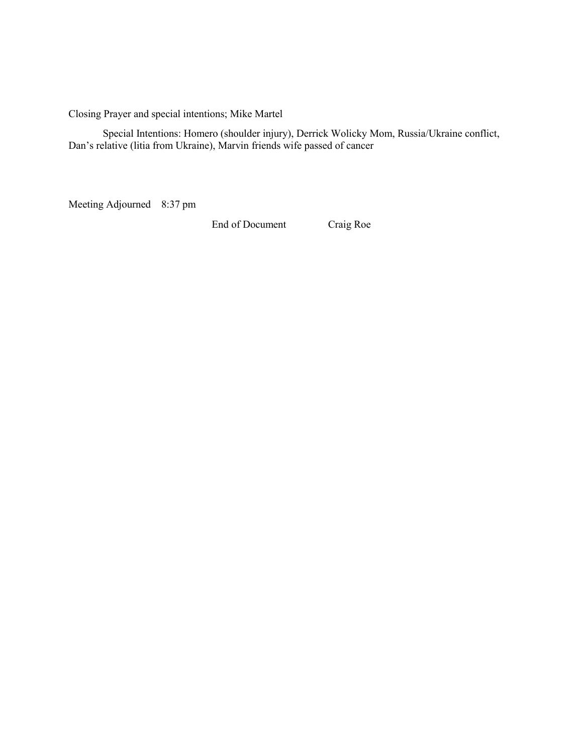Closing Prayer and special intentions; Mike Martel

Special Intentions: Homero (shoulder injury), Derrick Wolicky Mom, Russia/Ukraine conflict, Dan's relative (litia from Ukraine), Marvin friends wife passed of cancer

Meeting Adjourned 8:37 pm

End of Document Craig Roe